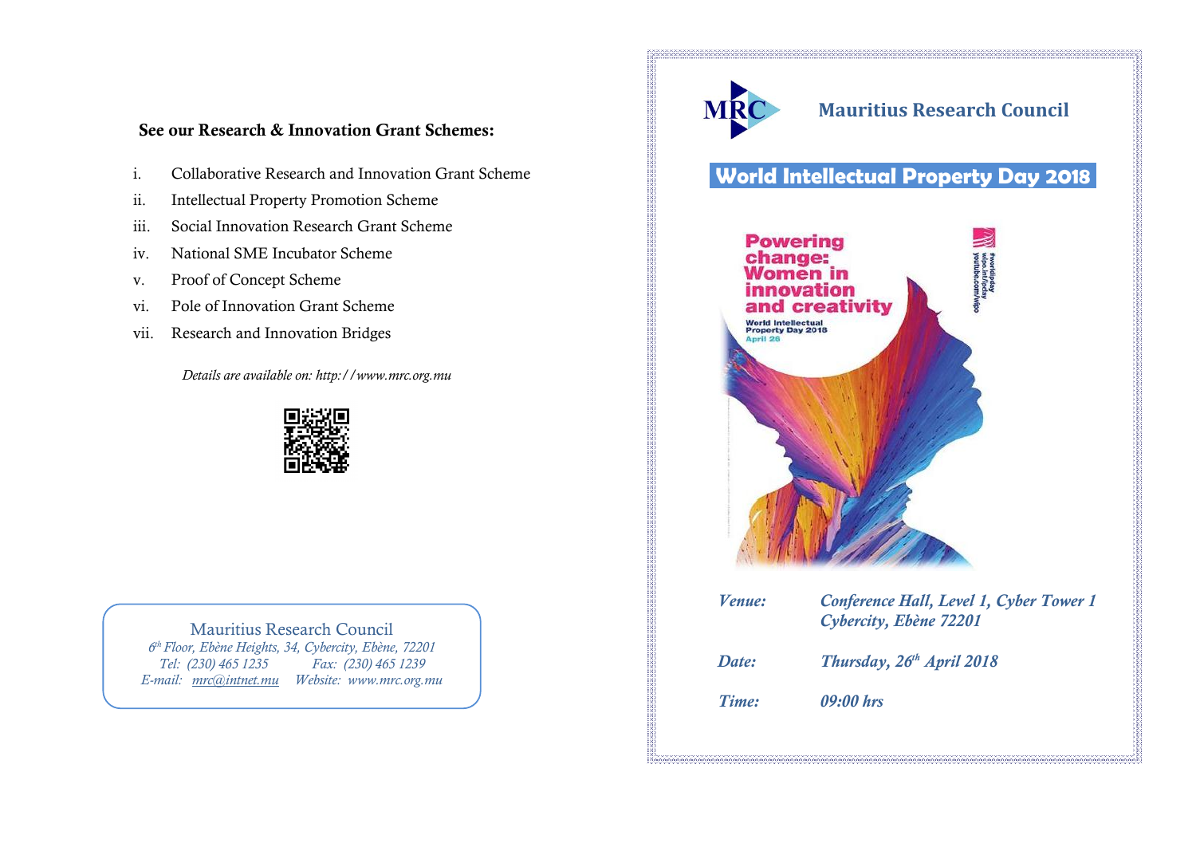**See our Research & Innovation Grant Schemes:**

i. Collaborative Research and Innovation Grant Scheme
ii. Intellectual Property Promotion Scheme
iii. Social Innovation Research Grant Scheme
iv. National SME Incubator Scheme
v. Proof of Concept Scheme
vi. Pole of Innovation Grant Scheme
vii. Research and Innovation Bridges

*Details are available on: http://www.mrc.org.mu*

Mauritius Research Council
*6th Floor, Ebène Heights, 34, Cybercity, Ebène, 72201*
*Tel: (230) 465 1235 Fax: (230) 465 1239*
*E-mail: mrc@intnet.mu Website: www.mrc.org.mu*

# Mauritius Research Council

## World Intellectual Property Day 2018

**Powering change: Women in innovation and creativity**

World Intellectual Property Day 2018
April 26

#worldipday
wipo.int/ipday
youtube.com/wipo

| | |
|---|---|
| *Venue:* | *Conference Hall, Level 1, Cyber Tower 1 Cybercity, Ebène 72201* |
| *Date:* | *Thursday, 26th April 2018* |
| *Time:* | *09:00 hrs* |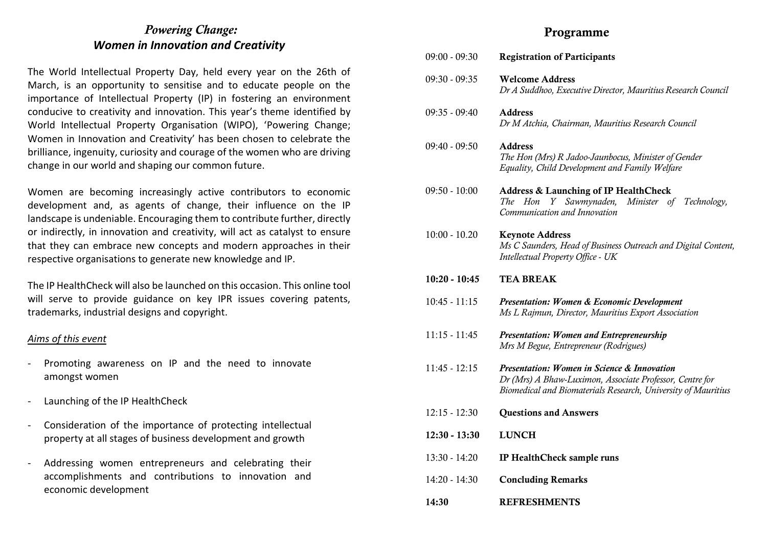## *Powering Change:*
## *Women in Innovation and Creativity*

The World Intellectual Property Day, held every year on the 26th of March, is an opportunity to sensitise and to educate people on the importance of Intellectual Property (IP) in fostering an environment conducive to creativity and innovation. This year's theme identified by World Intellectual Property Organisation (WIPO), 'Powering Change; Women in Innovation and Creativity' has been chosen to celebrate the brilliance, ingenuity, curiosity and courage of the women who are driving change in our world and shaping our common future.

Women are becoming increasingly active contributors to economic development and, as agents of change, their influence on the IP landscape is undeniable. Encouraging them to contribute further, directly or indirectly, in innovation and creativity, will act as catalyst to ensure that they can embrace new concepts and modern approaches in their respective organisations to generate new knowledge and IP.

The IP HealthCheck will also be launched on this occasion. This online tool will serve to provide guidance on key IPR issues covering patents, trademarks, industrial designs and copyright.

*Aims of this event*

- Promoting awareness on IP and the need to innovate amongst women
- Launching of the IP HealthCheck
- Consideration of the importance of protecting intellectual property at all stages of business development and growth
- Addressing women entrepreneurs and celebrating their accomplishments and contributions to innovation and economic development

## Programme

| | |
|---|---|
| 09:00 - 09:30 | **Registration of Participants** |
| 09:30 - 09:35 | **Welcome Address**<br>*Dr A Suddhoo, Executive Director, Mauritius Research Council* |
| 09:35 - 09:40 | **Address**<br>*Dr M Atchia, Chairman, Mauritius Research Council* |
| 09:40 - 09:50 | **Address**<br>*The Hon (Mrs) R Jadoo-Jaunbocus, Minister of Gender Equality, Child Development and Family Welfare* |
| 09:50 - 10:00 | **Address & Launching of IP HealthCheck**<br>*The Hon Y Sawmynaden, Minister of Technology, Communication and Innovation* |
| 10:00 - 10.20 | **Keynote Address**<br>*Ms C Saunders, Head of Business Outreach and Digital Content, Intellectual Property Office - UK* |
| **10:20 - 10:45** | **TEA BREAK** |
| 10:45 - 11:15 | ***Presentation: Women & Economic Development***<br>*Ms L Rajmun, Director, Mauritius Export Association* |
| 11:15 - 11:45 | ***Presentation: Women and Entrepreneurship***<br>*Mrs M Begue, Entrepreneur (Rodrigues)* |
| 11:45 - 12:15 | ***Presentation: Women in Science & Innovation***<br>*Dr (Mrs) A Bhaw-Luximon, Associate Professor, Centre for Biomedical and Biomaterials Research, University of Mauritius* |
| 12:15 - 12:30 | **Questions and Answers** |
| **12:30 - 13:30** | **LUNCH** |
| 13:30 - 14:20 | **IP HealthCheck sample runs** |
| 14:20 - 14:30 | **Concluding Remarks** |
| **14:30** | **REFRESHMENTS** |